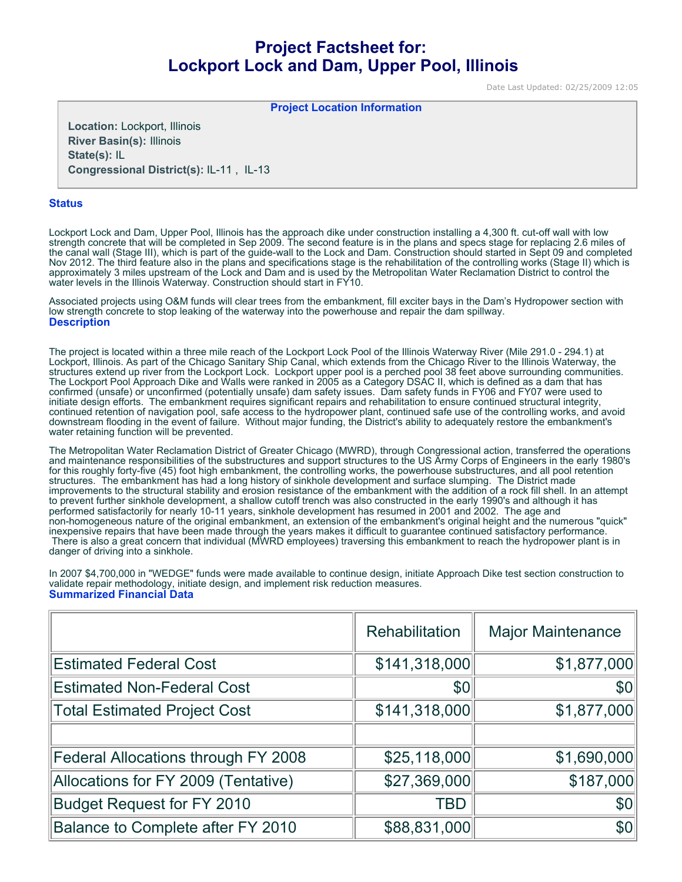# Project Factsheet for: Lockport Lock and Dam, Upper Pool, Illinois

Date Last Updated: 02/25/2009 12:05

## Project Location Information

**Location:** Lockport, Illinois
**River Basin(s):** Illinois
**State(s):** IL
**Congressional District(s):** IL-11 , IL-13

## Status

Lockport Lock and Dam, Upper Pool, Illinois has the approach dike under construction installing a 4,300 ft. cut-off wall with low strength concrete that will be completed in Sep 2009. The second feature is in the plans and specs stage for replacing 2.6 miles of the canal wall (Stage III), which is part of the guide-wall to the Lock and Dam. Construction should started in Sept 09 and completed Nov 2012. The third feature also in the plans and specifications stage is the rehabilitation of the controlling works (Stage II) which is approximately 3 miles upstream of the Lock and Dam and is used by the Metropolitan Water Reclamation District to control the water levels in the Illinois Waterway. Construction should start in FY10.

Associated projects using O&M funds will clear trees from the embankment, fill exciter bays in the Dam's Hydropower section with low strength concrete to stop leaking of the waterway into the powerhouse and repair the dam spillway.

## Description

The project is located within a three mile reach of the Lockport Lock Pool of the Illinois Waterway River (Mile 291.0 - 294.1) at Lockport, Illinois. As part of the Chicago Sanitary Ship Canal, which extends from the Chicago River to the Illinois Waterway, the structures extend up river from the Lockport Lock. Lockport upper pool is a perched pool 38 feet above surrounding communities. The Lockport Pool Approach Dike and Walls were ranked in 2005 as a Category DSAC II, which is defined as a dam that has confirmed (unsafe) or unconfirmed (potentially unsafe) dam safety issues. Dam safety funds in FY06 and FY07 were used to initiate design efforts. The embankment requires significant repairs and rehabilitation to ensure continued structural integrity, continued retention of navigation pool, safe access to the hydropower plant, continued safe use of the controlling works, and avoid downstream flooding in the event of failure. Without major funding, the District's ability to adequately restore the embankment's water retaining function will be prevented.

The Metropolitan Water Reclamation District of Greater Chicago (MWRD), through Congressional action, transferred the operations and maintenance responsibilities of the substructures and support structures to the US Army Corps of Engineers in the early 1980's for this roughly forty-five (45) foot high embankment, the controlling works, the powerhouse substructures, and all pool retention structures. The embankment has had a long history of sinkhole development and surface slumping. The District made improvements to the structural stability and erosion resistance of the embankment with the addition of a rock fill shell. In an attempt to prevent further sinkhole development, a shallow cutoff trench was also constructed in the early 1990's and although it has performed satisfactorily for nearly 10-11 years, sinkhole development has resumed in 2001 and 2002. The age and non-homogeneous nature of the original embankment, an extension of the embankment's original height and the numerous "quick" inexpensive repairs that have been made through the years makes it difficult to guarantee continued satisfactory performance. There is also a great concern that individual (MWRD employees) traversing this embankment to reach the hydropower plant is in danger of driving into a sinkhole.

In 2007 $4,700,000 in "WEDGE" funds were made available to continue design, initiate Approach Dike test section construction to validate repair methodology, initiate design, and implement risk reduction measures.

## Summarized Financial Data

| | Rehabilitation | Major Maintenance |
|---|---:|---:|
| Estimated Federal Cost | $141,318,000 | $1,877,000 |
| Estimated Non-Federal Cost | $0 | $0 |
| Total Estimated Project Cost | $141,318,000 | $1,877,000 |
| | | |
| Federal Allocations through FY 2008 | $25,118,000 | $1,690,000 |
| Allocations for FY 2009 (Tentative) | $27,369,000 | $187,000 |
| Budget Request for FY 2010 | TBD | $0 |
| Balance to Complete after FY 2010 | $88,831,000 | $0 |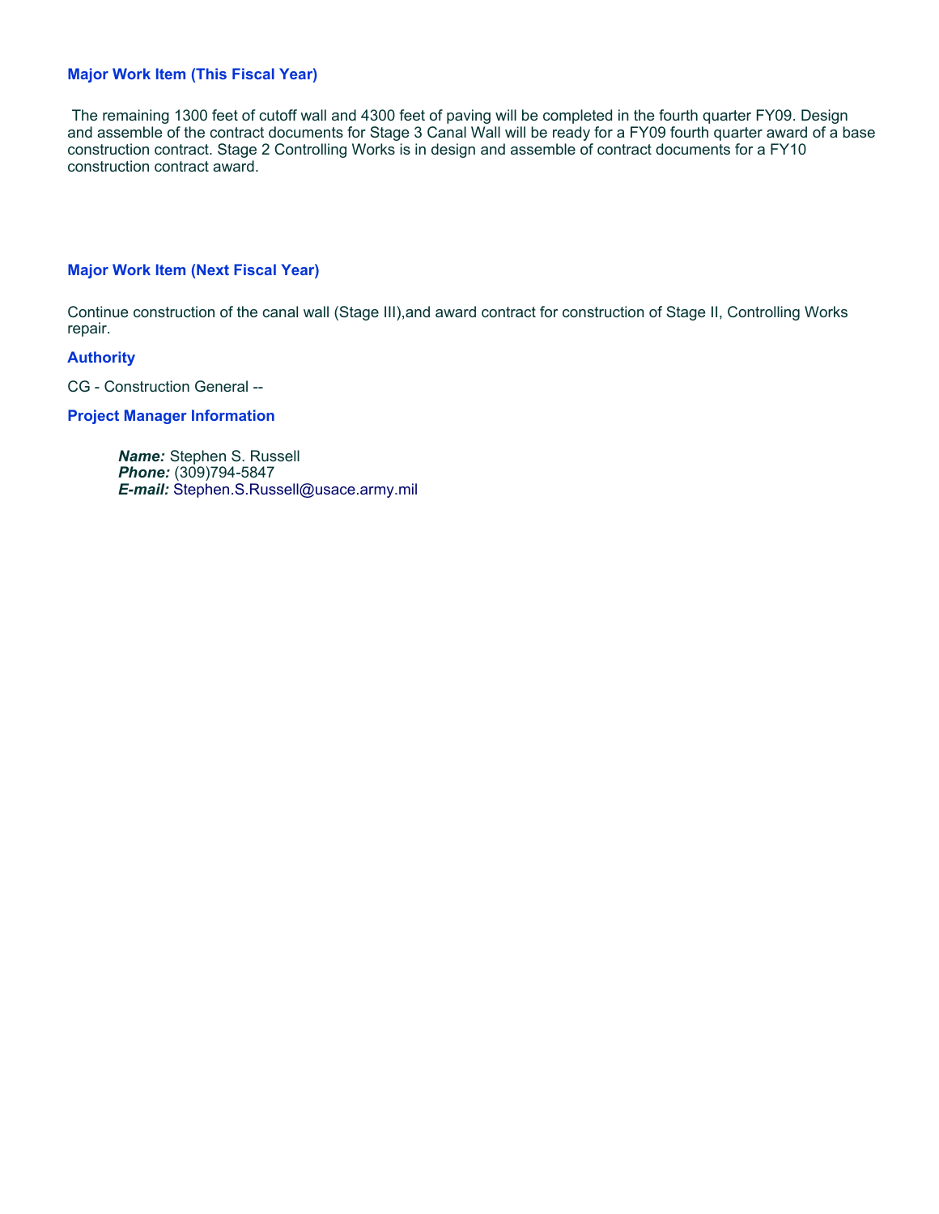### Major Work Item (This Fiscal Year)

The remaining 1300 feet of cutoff wall and 4300 feet of paving will be completed in the fourth quarter FY09. Design and assemble of the contract documents for Stage 3 Canal Wall will be ready for a FY09 fourth quarter award of a base construction contract. Stage 2 Controlling Works is in design and assemble of contract documents for a FY10 construction contract award.

### Major Work Item (Next Fiscal Year)

Continue construction of the canal wall (Stage III),and award contract for construction of Stage II, Controlling Works repair.

### Authority

CG - Construction General --

### Project Manager Information

***Name:*** Stephen S. Russell
***Phone:*** (309)794-5847
***E-mail:*** Stephen.S.Russell@usace.army.mil